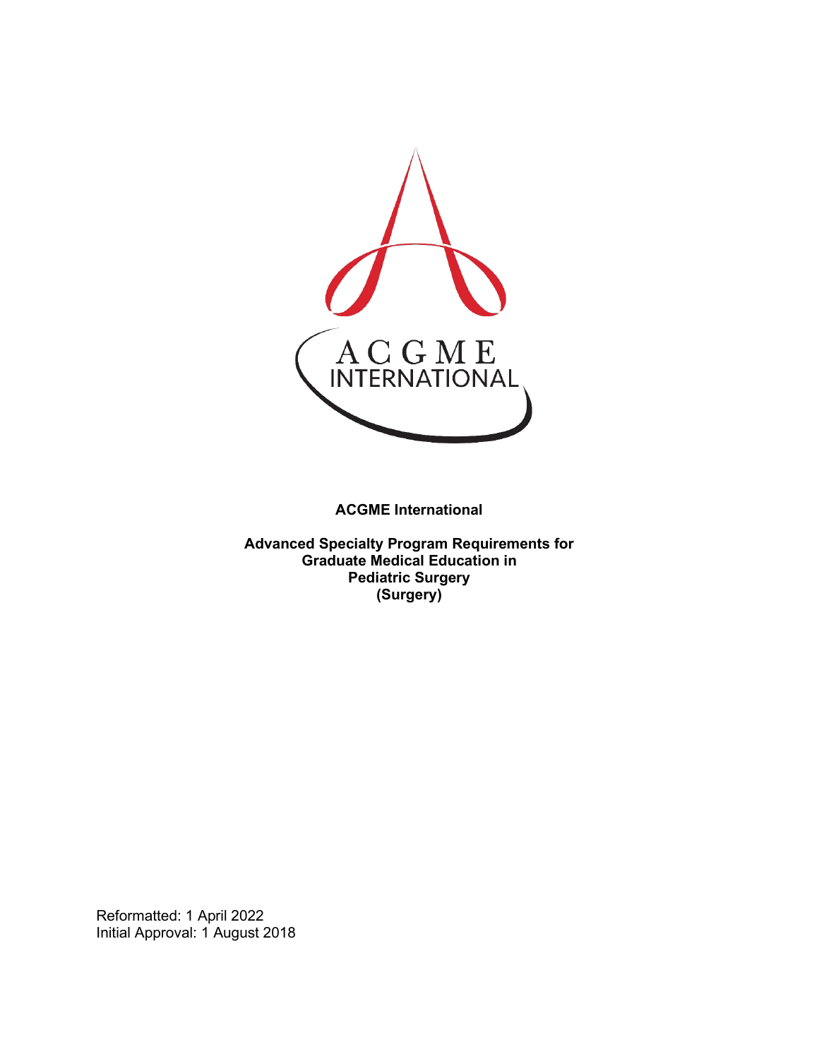**ACGME International**

**Advanced Specialty Program Requirements for Graduate Medical Education in Pediatric Surgery (Surgery)**

Reformatted: 1 April 2022
Initial Approval: 1 August 2018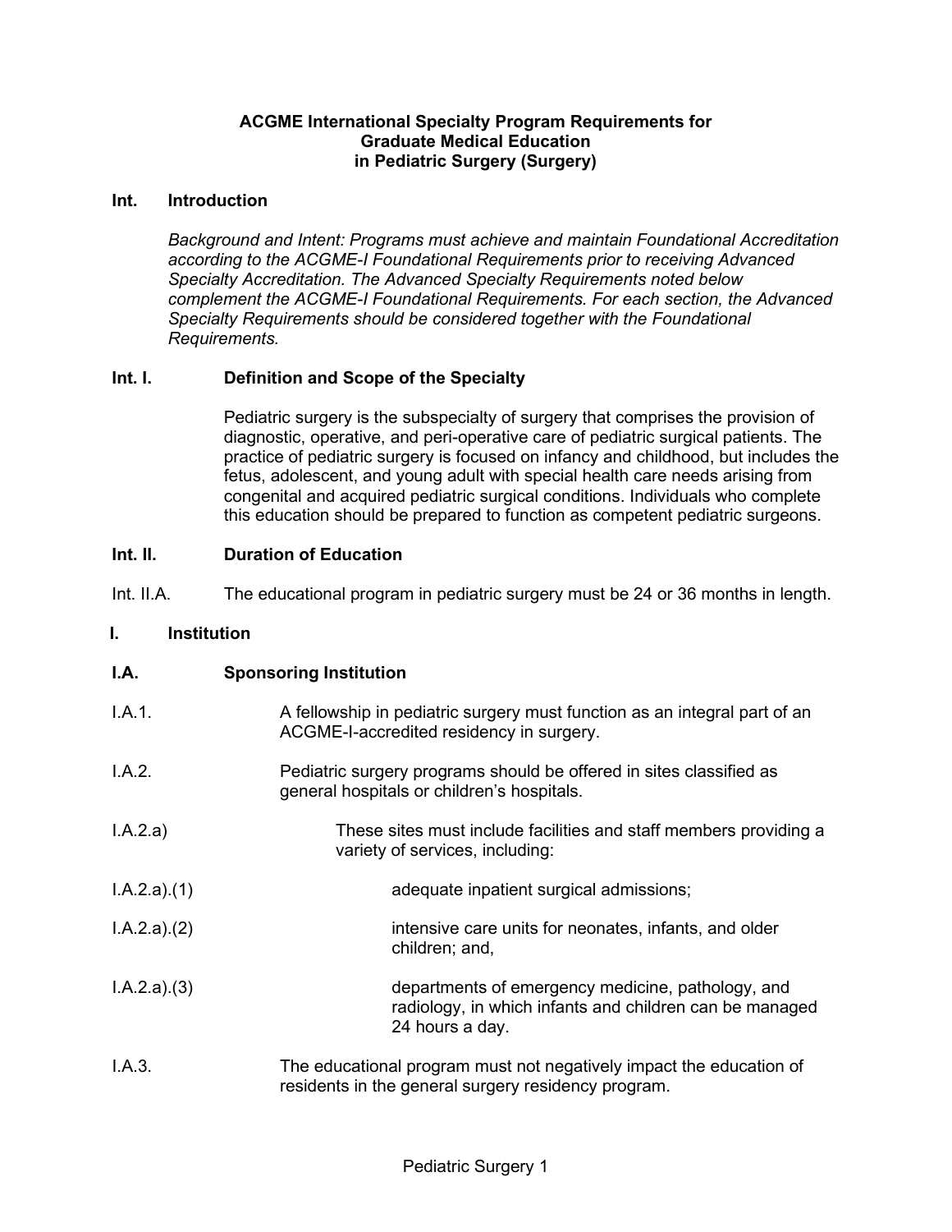# ACGME International Specialty Program Requirements for Graduate Medical Education in Pediatric Surgery (Surgery)

## Int. Introduction

*Background and Intent: Programs must achieve and maintain Foundational Accreditation according to the ACGME-I Foundational Requirements prior to receiving Advanced Specialty Accreditation. The Advanced Specialty Requirements noted below complement the ACGME-I Foundational Requirements. For each section, the Advanced Specialty Requirements should be considered together with the Foundational Requirements.*

### Int. I. Definition and Scope of the Specialty

Pediatric surgery is the subspecialty of surgery that comprises the provision of diagnostic, operative, and peri-operative care of pediatric surgical patients. The practice of pediatric surgery is focused on infancy and childhood, but includes the fetus, adolescent, and young adult with special health care needs arising from congenital and acquired pediatric surgical conditions. Individuals who complete this education should be prepared to function as competent pediatric surgeons.

### Int. II. Duration of Education

Int. II.A. The educational program in pediatric surgery must be 24 or 36 months in length.

## I. Institution

### I.A. Sponsoring Institution

I.A.1. A fellowship in pediatric surgery must function as an integral part of an ACGME-I-accredited residency in surgery.

I.A.2. Pediatric surgery programs should be offered in sites classified as general hospitals or children's hospitals.

I.A.2.a) These sites must include facilities and staff members providing a variety of services, including:

I.A.2.a).(1) adequate inpatient surgical admissions;

I.A.2.a).(2) intensive care units for neonates, infants, and older children; and,

I.A.2.a).(3) departments of emergency medicine, pathology, and radiology, in which infants and children can be managed 24 hours a day.

I.A.3. The educational program must not negatively impact the education of residents in the general surgery residency program.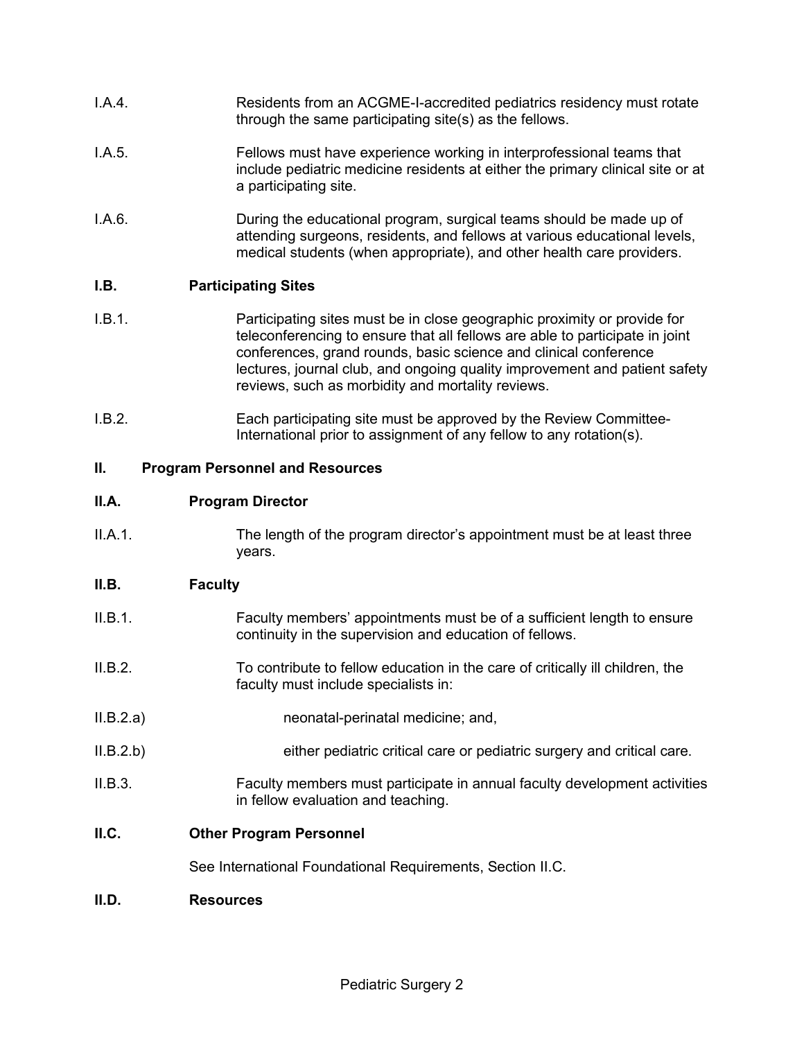I.A.4. Residents from an ACGME-I-accredited pediatrics residency must rotate through the same participating site(s) as the fellows.

I.A.5. Fellows must have experience working in interprofessional teams that include pediatric medicine residents at either the primary clinical site or at a participating site.

I.A.6. During the educational program, surgical teams should be made up of attending surgeons, residents, and fellows at various educational levels, medical students (when appropriate), and other health care providers.

**I.B. Participating Sites**

I.B.1. Participating sites must be in close geographic proximity or provide for teleconferencing to ensure that all fellows are able to participate in joint conferences, grand rounds, basic science and clinical conference lectures, journal club, and ongoing quality improvement and patient safety reviews, such as morbidity and mortality reviews.

I.B.2. Each participating site must be approved by the Review Committee-International prior to assignment of any fellow to any rotation(s).

**II. Program Personnel and Resources**

**II.A. Program Director**

II.A.1. The length of the program director's appointment must be at least three years.

**II.B. Faculty**

II.B.1. Faculty members' appointments must be of a sufficient length to ensure continuity in the supervision and education of fellows.

II.B.2. To contribute to fellow education in the care of critically ill children, the faculty must include specialists in:

II.B.2.a) neonatal-perinatal medicine; and,

II.B.2.b) either pediatric critical care or pediatric surgery and critical care.

II.B.3. Faculty members must participate in annual faculty development activities in fellow evaluation and teaching.

**II.C. Other Program Personnel**

See International Foundational Requirements, Section II.C.

**II.D. Resources**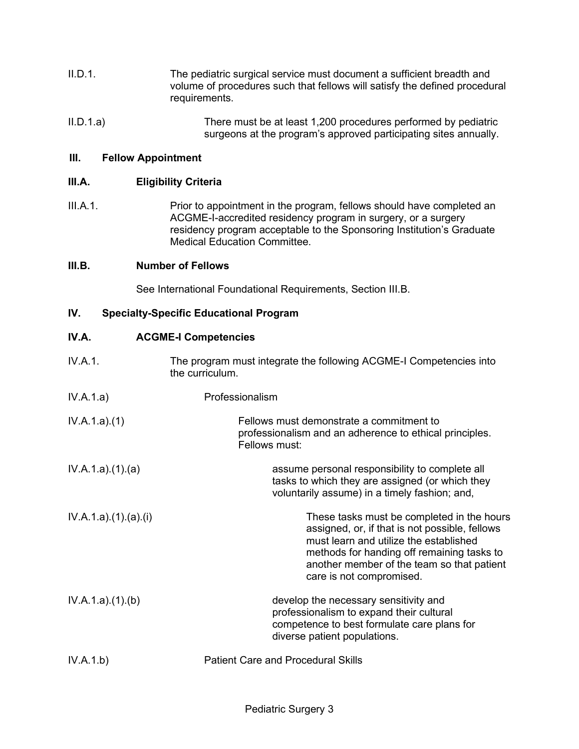II.D.1. The pediatric surgical service must document a sufficient breadth and volume of procedures such that fellows will satisfy the defined procedural requirements.

II.D.1.a) There must be at least 1,200 procedures performed by pediatric surgeons at the program's approved participating sites annually.

## III. Fellow Appointment

### III.A. Eligibility Criteria

III.A.1. Prior to appointment in the program, fellows should have completed an ACGME-I-accredited residency program in surgery, or a surgery residency program acceptable to the Sponsoring Institution's Graduate Medical Education Committee.

### III.B. Number of Fellows

See International Foundational Requirements, Section III.B.

## IV. Specialty-Specific Educational Program

### IV.A. ACGME-I Competencies

IV.A.1. The program must integrate the following ACGME-I Competencies into the curriculum.

IV.A.1.a) Professionalism

IV.A.1.a).(1) Fellows must demonstrate a commitment to professionalism and an adherence to ethical principles. Fellows must:

IV.A.1.a).(1).(a) assume personal responsibility to complete all tasks to which they are assigned (or which they voluntarily assume) in a timely fashion; and,

IV.A.1.a).(1).(a).(i) These tasks must be completed in the hours assigned, or, if that is not possible, fellows must learn and utilize the established methods for handing off remaining tasks to another member of the team so that patient care is not compromised.

IV.A.1.a).(1).(b) develop the necessary sensitivity and professionalism to expand their cultural competence to best formulate care plans for diverse patient populations.

IV.A.1.b) Patient Care and Procedural Skills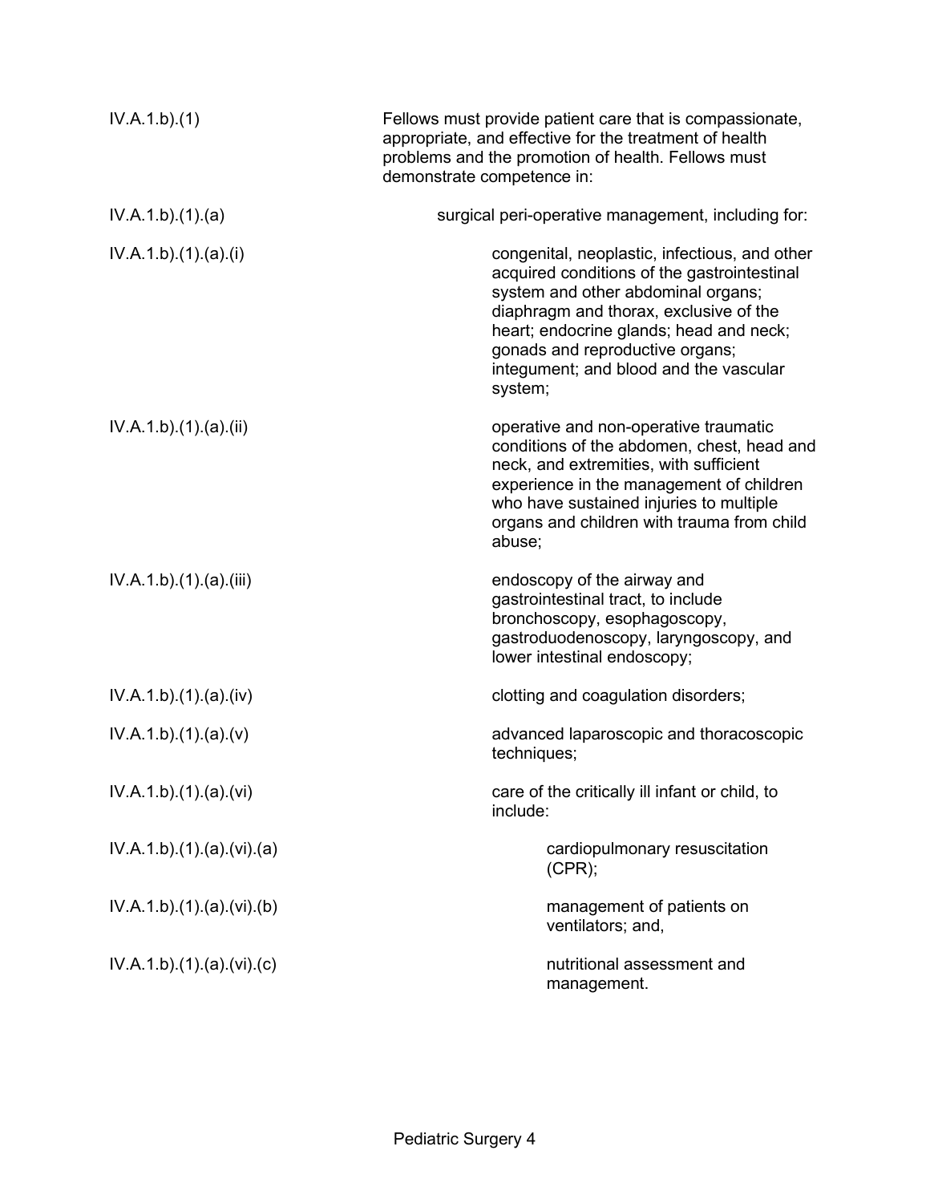| | |
|---|---|
| IV.A.1.b).(1) | Fellows must provide patient care that is compassionate, appropriate, and effective for the treatment of health problems and the promotion of health. Fellows must demonstrate competence in: |
| IV.A.1.b).(1).(a) | surgical peri-operative management, including for: |
| IV.A.1.b).(1).(a).(i) | congenital, neoplastic, infectious, and other acquired conditions of the gastrointestinal system and other abdominal organs; diaphragm and thorax, exclusive of the heart; endocrine glands; head and neck; gonads and reproductive organs; integument; and blood and the vascular system; |
| IV.A.1.b).(1).(a).(ii) | operative and non-operative traumatic conditions of the abdomen, chest, head and neck, and extremities, with sufficient experience in the management of children who have sustained injuries to multiple organs and children with trauma from child abuse; |
| IV.A.1.b).(1).(a).(iii) | endoscopy of the airway and gastrointestinal tract, to include bronchoscopy, esophagoscopy, gastroduodenoscopy, laryngoscopy, and lower intestinal endoscopy; |
| IV.A.1.b).(1).(a).(iv) | clotting and coagulation disorders; |
| IV.A.1.b).(1).(a).(v) | advanced laparoscopic and thoracoscopic techniques; |
| IV.A.1.b).(1).(a).(vi) | care of the critically ill infant or child, to include: |
| IV.A.1.b).(1).(a).(vi).(a) | cardiopulmonary resuscitation (CPR); |
| IV.A.1.b).(1).(a).(vi).(b) | management of patients on ventilators; and, |
| IV.A.1.b).(1).(a).(vi).(c) | nutritional assessment and management. |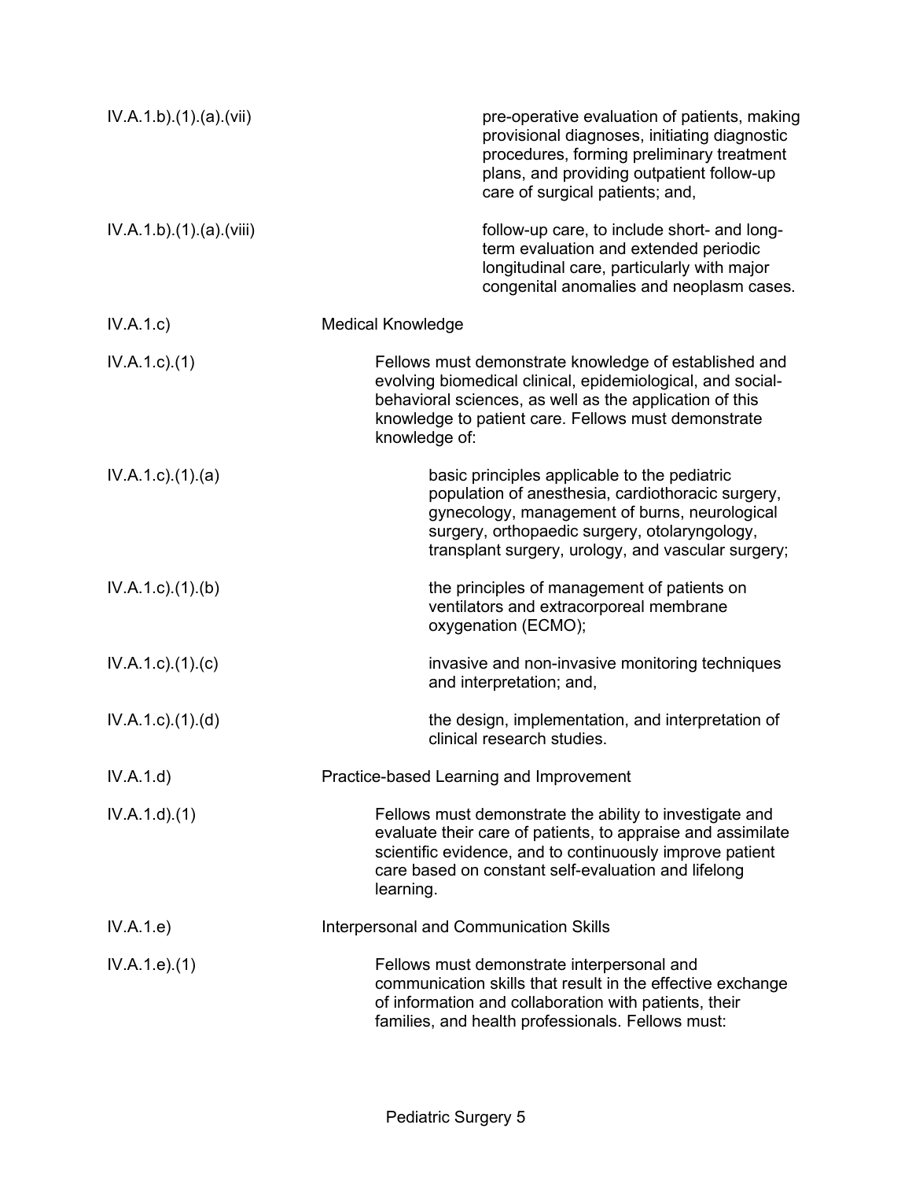IV.A.1.b).(1).(a).(vii) pre-operative evaluation of patients, making provisional diagnoses, initiating diagnostic procedures, forming preliminary treatment plans, and providing outpatient follow-up care of surgical patients; and,

IV.A.1.b).(1).(a).(viii) follow-up care, to include short- and long-term evaluation and extended periodic longitudinal care, particularly with major congenital anomalies and neoplasm cases.

IV.A.1.c) Medical Knowledge

IV.A.1.c).(1) Fellows must demonstrate knowledge of established and evolving biomedical clinical, epidemiological, and social-behavioral sciences, as well as the application of this knowledge to patient care. Fellows must demonstrate knowledge of:

IV.A.1.c).(1).(a) basic principles applicable to the pediatric population of anesthesia, cardiothoracic surgery, gynecology, management of burns, neurological surgery, orthopaedic surgery, otolaryngology, transplant surgery, urology, and vascular surgery;

IV.A.1.c).(1).(b) the principles of management of patients on ventilators and extracorporeal membrane oxygenation (ECMO);

IV.A.1.c).(1).(c) invasive and non-invasive monitoring techniques and interpretation; and,

IV.A.1.c).(1).(d) the design, implementation, and interpretation of clinical research studies.

IV.A.1.d) Practice-based Learning and Improvement

IV.A.1.d).(1) Fellows must demonstrate the ability to investigate and evaluate their care of patients, to appraise and assimilate scientific evidence, and to continuously improve patient care based on constant self-evaluation and lifelong learning.

IV.A.1.e) Interpersonal and Communication Skills

IV.A.1.e).(1) Fellows must demonstrate interpersonal and communication skills that result in the effective exchange of information and collaboration with patients, their families, and health professionals. Fellows must: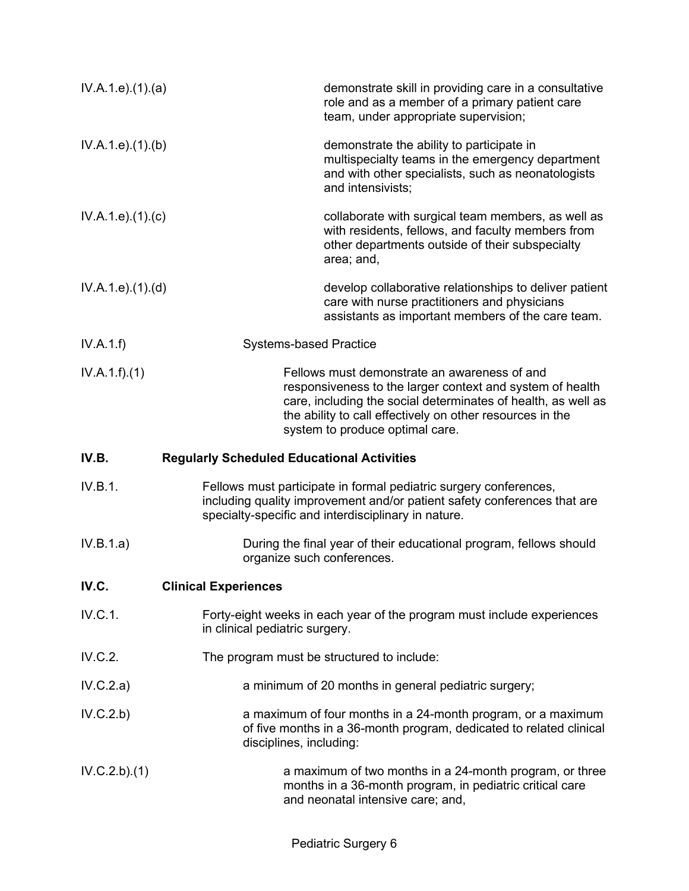IV.A.1.e).(1).(a) demonstrate skill in providing care in a consultative role and as a member of a primary patient care team, under appropriate supervision;

IV.A.1.e).(1).(b) demonstrate the ability to participate in multispecialty teams in the emergency department and with other specialists, such as neonatologists and intensivists;

IV.A.1.e).(1).(c) collaborate with surgical team members, as well as with residents, fellows, and faculty members from other departments outside of their subspecialty area; and,

IV.A.1.e).(1).(d) develop collaborative relationships to deliver patient care with nurse practitioners and physicians assistants as important members of the care team.

IV.A.1.f) Systems-based Practice

IV.A.1.f).(1) Fellows must demonstrate an awareness of and responsiveness to the larger context and system of health care, including the social determinates of health, as well as the ability to call effectively on other resources in the system to produce optimal care.

**IV.B. Regularly Scheduled Educational Activities**

IV.B.1. Fellows must participate in formal pediatric surgery conferences, including quality improvement and/or patient safety conferences that are specialty-specific and interdisciplinary in nature.

IV.B.1.a) During the final year of their educational program, fellows should organize such conferences.

**IV.C. Clinical Experiences**

IV.C.1. Forty-eight weeks in each year of the program must include experiences in clinical pediatric surgery.

IV.C.2. The program must be structured to include:

IV.C.2.a) a minimum of 20 months in general pediatric surgery;

IV.C.2.b) a maximum of four months in a 24-month program, or a maximum of five months in a 36-month program, dedicated to related clinical disciplines, including:

IV.C.2.b).(1) a maximum of two months in a 24-month program, or three months in a 36-month program, in pediatric critical care and neonatal intensive care; and,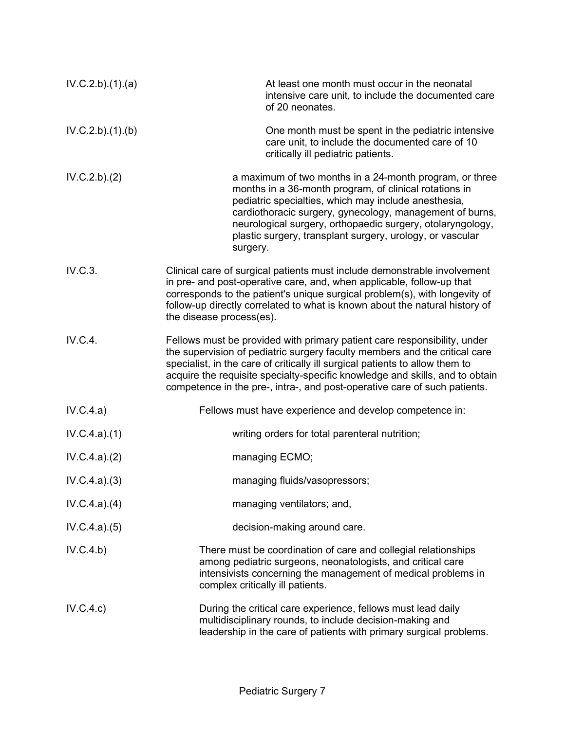| | |
|---|---|
| IV.C.2.b).(1).(a) | At least one month must occur in the neonatal intensive care unit, to include the documented care of 20 neonates. |
| IV.C.2.b).(1).(b) | One month must be spent in the pediatric intensive care unit, to include the documented care of 10 critically ill pediatric patients. |
| IV.C.2.b).(2) | a maximum of two months in a 24-month program, or three months in a 36-month program, of clinical rotations in pediatric specialties, which may include anesthesia, cardiothoracic surgery, gynecology, management of burns, neurological surgery, orthopaedic surgery, otolaryngology, plastic surgery, transplant surgery, urology, or vascular surgery. |
| IV.C.3. | Clinical care of surgical patients must include demonstrable involvement in pre- and post-operative care, and, when applicable, follow-up that corresponds to the patient's unique surgical problem(s), with longevity of follow-up directly correlated to what is known about the natural history of the disease process(es). |
| IV.C.4. | Fellows must be provided with primary patient care responsibility, under the supervision of pediatric surgery faculty members and the critical care specialist, in the care of critically ill surgical patients to allow them to acquire the requisite specialty-specific knowledge and skills, and to obtain competence in the pre-, intra-, and post-operative care of such patients. |
| IV.C.4.a) | Fellows must have experience and develop competence in: |
| IV.C.4.a).(1) | writing orders for total parenteral nutrition; |
| IV.C.4.a).(2) | managing ECMO; |
| IV.C.4.a).(3) | managing fluids/vasopressors; |
| IV.C.4.a).(4) | managing ventilators; and, |
| IV.C.4.a).(5) | decision-making around care. |
| IV.C.4.b) | There must be coordination of care and collegial relationships among pediatric surgeons, neonatologists, and critical care intensivists concerning the management of medical problems in complex critically ill patients. |
| IV.C.4.c) | During the critical care experience, fellows must lead daily multidisciplinary rounds, to include decision-making and leadership in the care of patients with primary surgical problems. |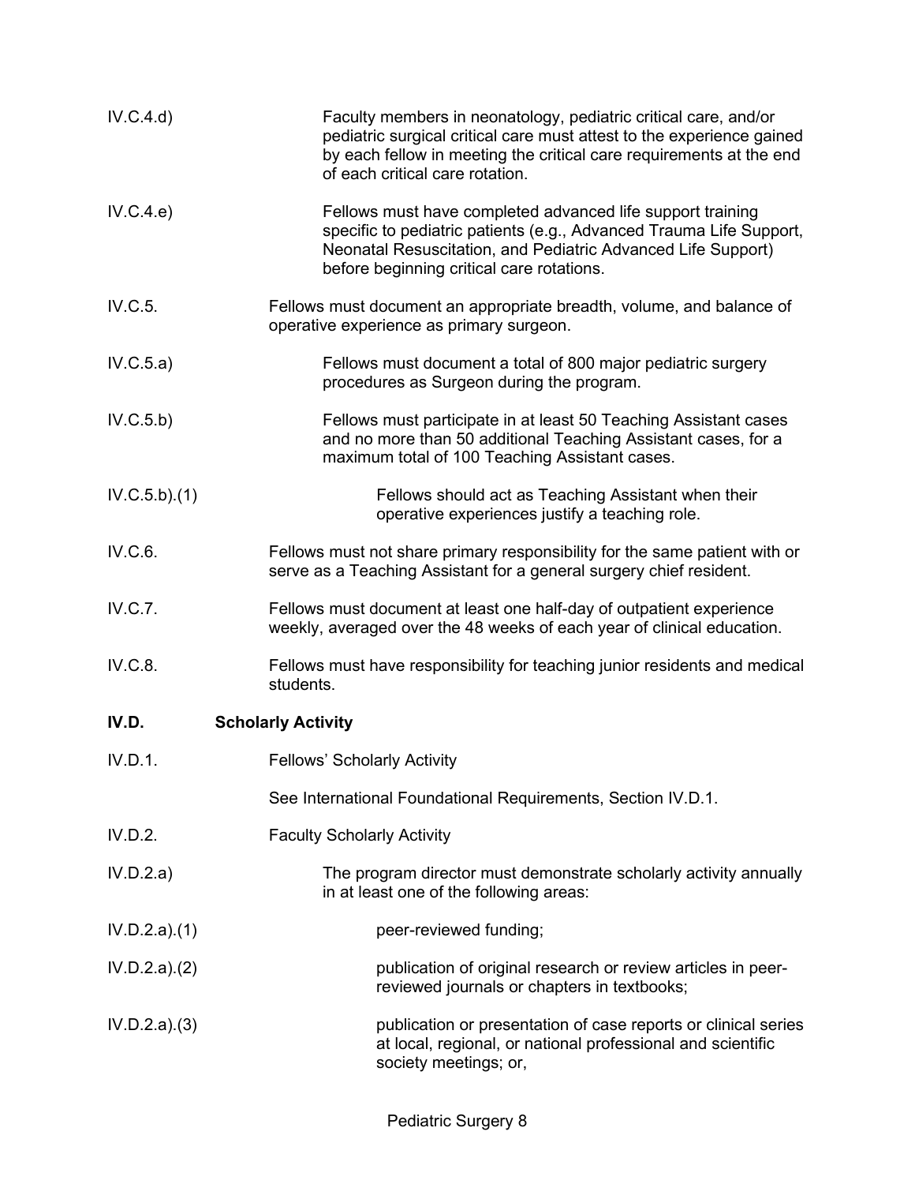IV.C.4.d) Faculty members in neonatology, pediatric critical care, and/or pediatric surgical critical care must attest to the experience gained by each fellow in meeting the critical care requirements at the end of each critical care rotation.

IV.C.4.e) Fellows must have completed advanced life support training specific to pediatric patients (e.g., Advanced Trauma Life Support, Neonatal Resuscitation, and Pediatric Advanced Life Support) before beginning critical care rotations.

IV.C.5. Fellows must document an appropriate breadth, volume, and balance of operative experience as primary surgeon.

IV.C.5.a) Fellows must document a total of 800 major pediatric surgery procedures as Surgeon during the program.

IV.C.5.b) Fellows must participate in at least 50 Teaching Assistant cases and no more than 50 additional Teaching Assistant cases, for a maximum total of 100 Teaching Assistant cases.

IV.C.5.b).(1) Fellows should act as Teaching Assistant when their operative experiences justify a teaching role.

IV.C.6. Fellows must not share primary responsibility for the same patient with or serve as a Teaching Assistant for a general surgery chief resident.

IV.C.7. Fellows must document at least one half-day of outpatient experience weekly, averaged over the 48 weeks of each year of clinical education.

IV.C.8. Fellows must have responsibility for teaching junior residents and medical students.

**IV.D. Scholarly Activity**

IV.D.1. Fellows' Scholarly Activity

See International Foundational Requirements, Section IV.D.1.

IV.D.2. Faculty Scholarly Activity

IV.D.2.a) The program director must demonstrate scholarly activity annually in at least one of the following areas:

IV.D.2.a).(1) peer-reviewed funding;

IV.D.2.a).(2) publication of original research or review articles in peer-reviewed journals or chapters in textbooks;

IV.D.2.a).(3) publication or presentation of case reports or clinical series at local, regional, or national professional and scientific society meetings; or,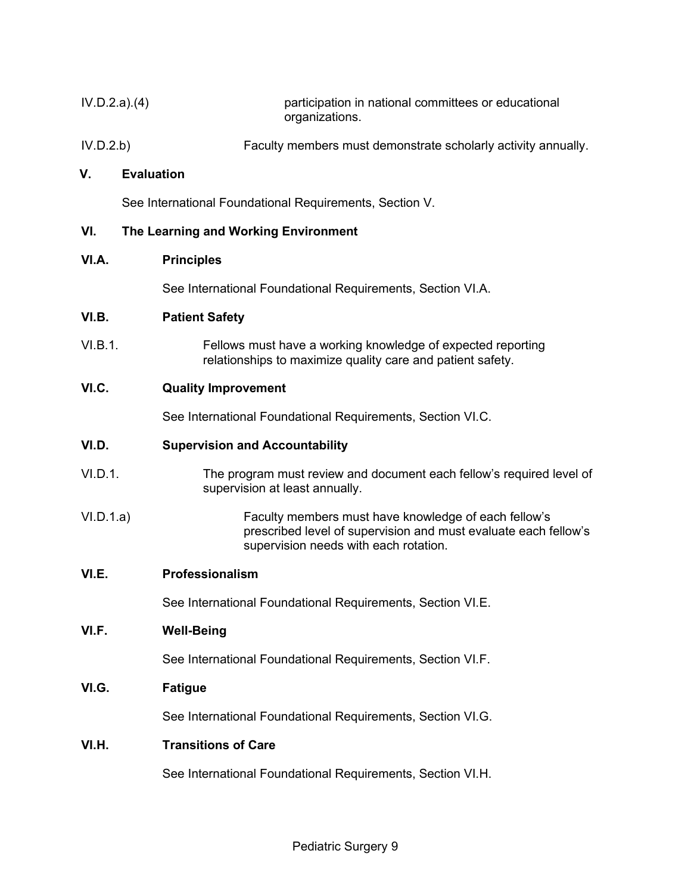IV.D.2.a).(4) participation in national committees or educational organizations.

IV.D.2.b) Faculty members must demonstrate scholarly activity annually.

## V. Evaluation

See International Foundational Requirements, Section V.

## VI. The Learning and Working Environment

### VI.A. Principles

See International Foundational Requirements, Section VI.A.

### VI.B. Patient Safety

VI.B.1. Fellows must have a working knowledge of expected reporting relationships to maximize quality care and patient safety.

### VI.C. Quality Improvement

See International Foundational Requirements, Section VI.C.

### VI.D. Supervision and Accountability

VI.D.1. The program must review and document each fellow's required level of supervision at least annually.

VI.D.1.a) Faculty members must have knowledge of each fellow's prescribed level of supervision and must evaluate each fellow's supervision needs with each rotation.

### VI.E. Professionalism

See International Foundational Requirements, Section VI.E.

### VI.F. Well-Being

See International Foundational Requirements, Section VI.F.

### VI.G. Fatigue

See International Foundational Requirements, Section VI.G.

### VI.H. Transitions of Care

See International Foundational Requirements, Section VI.H.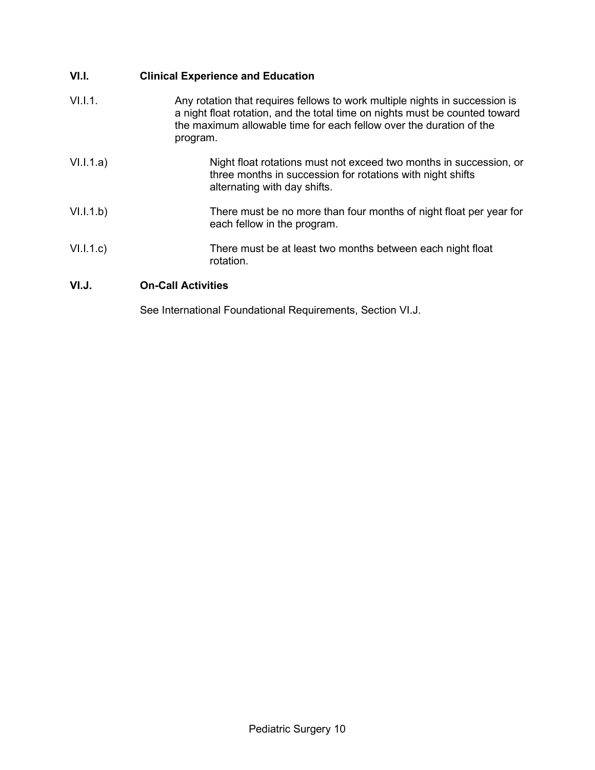**VI.I. Clinical Experience and Education**

VI.I.1. Any rotation that requires fellows to work multiple nights in succession is a night float rotation, and the total time on nights must be counted toward the maximum allowable time for each fellow over the duration of the program.

VI.I.1.a) Night float rotations must not exceed two months in succession, or three months in succession for rotations with night shifts alternating with day shifts.

VI.I.1.b) There must be no more than four months of night float per year for each fellow in the program.

VI.I.1.c) There must be at least two months between each night float rotation.

**VI.J. On-Call Activities**

See International Foundational Requirements, Section VI.J.